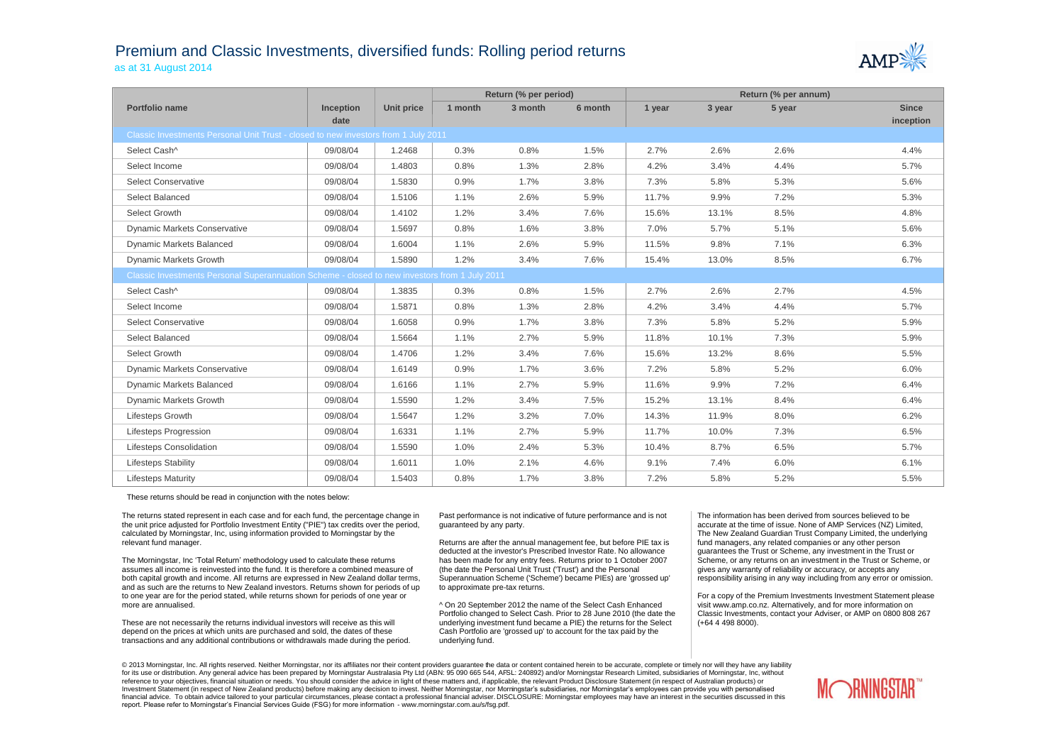# Premium and Classic Investments, diversified funds: Rolling period returns

as at 31 August 2014

| Portfolio name | Inception date | Unit price | Return (% per period) | | | Return (% per annum) | | | |
|---|---|---|---|---|---|---|---|---|---|
| | | | 1 month | 3 month | 6 month | 1 year | 3 year | 5 year | Since inception |
| **Classic Investments Personal Unit Trust - closed to new investors from 1 July 2011** | | | | | | | | | |
| Select Cash^ | 09/08/04 | 1.2468 | 0.3% | 0.8% | 1.5% | 2.7% | 2.6% | 2.6% | 4.4% |
| Select Income | 09/08/04 | 1.4803 | 0.8% | 1.3% | 2.8% | 4.2% | 3.4% | 4.4% | 5.7% |
| Select Conservative | 09/08/04 | 1.5830 | 0.9% | 1.7% | 3.8% | 7.3% | 5.8% | 5.3% | 5.6% |
| Select Balanced | 09/08/04 | 1.5106 | 1.1% | 2.6% | 5.9% | 11.7% | 9.9% | 7.2% | 5.3% |
| Select Growth | 09/08/04 | 1.4102 | 1.2% | 3.4% | 7.6% | 15.6% | 13.1% | 8.5% | 4.8% |
| Dynamic Markets Conservative | 09/08/04 | 1.5697 | 0.8% | 1.6% | 3.8% | 7.0% | 5.7% | 5.1% | 5.6% |
| Dynamic Markets Balanced | 09/08/04 | 1.6004 | 1.1% | 2.6% | 5.9% | 11.5% | 9.8% | 7.1% | 6.3% |
| Dynamic Markets Growth | 09/08/04 | 1.5890 | 1.2% | 3.4% | 7.6% | 15.4% | 13.0% | 8.5% | 6.7% |
| **Classic Investments Personal Superannuation Scheme - closed to new investors from 1 July 2011** | | | | | | | | | |
| Select Cash^ | 09/08/04 | 1.3835 | 0.3% | 0.8% | 1.5% | 2.7% | 2.6% | 2.7% | 4.5% |
| Select Income | 09/08/04 | 1.5871 | 0.8% | 1.3% | 2.8% | 4.2% | 3.4% | 4.4% | 5.7% |
| Select Conservative | 09/08/04 | 1.6058 | 0.9% | 1.7% | 3.8% | 7.3% | 5.8% | 5.2% | 5.9% |
| Select Balanced | 09/08/04 | 1.5664 | 1.1% | 2.7% | 5.9% | 11.8% | 10.1% | 7.3% | 5.9% |
| Select Growth | 09/08/04 | 1.4706 | 1.2% | 3.4% | 7.6% | 15.6% | 13.2% | 8.6% | 5.5% |
| Dynamic Markets Conservative | 09/08/04 | 1.6149 | 0.9% | 1.7% | 3.6% | 7.2% | 5.8% | 5.2% | 6.0% |
| Dynamic Markets Balanced | 09/08/04 | 1.6166 | 1.1% | 2.7% | 5.9% | 11.6% | 9.9% | 7.2% | 6.4% |
| Dynamic Markets Growth | 09/08/04 | 1.5590 | 1.2% | 3.4% | 7.5% | 15.2% | 13.1% | 8.4% | 6.4% |
| Lifesteps Growth | 09/08/04 | 1.5647 | 1.2% | 3.2% | 7.0% | 14.3% | 11.9% | 8.0% | 6.2% |
| Lifesteps Progression | 09/08/04 | 1.6331 | 1.1% | 2.7% | 5.9% | 11.7% | 10.0% | 7.3% | 6.5% |
| Lifesteps Consolidation | 09/08/04 | 1.5590 | 1.0% | 2.4% | 5.3% | 10.4% | 8.7% | 6.5% | 5.7% |
| Lifesteps Stability | 09/08/04 | 1.6011 | 1.0% | 2.1% | 4.6% | 9.1% | 7.4% | 6.0% | 6.1% |
| Lifesteps Maturity | 09/08/04 | 1.5403 | 0.8% | 1.7% | 3.8% | 7.2% | 5.8% | 5.2% | 5.5% |

These returns should be read in conjunction with the notes below:

The returns stated represent in each case and for each fund, the percentage change in the unit price adjusted for Portfolio Investment Entity ("PIE") tax credits over the period, calculated by Morningstar, Inc, using information provided to Morningstar by the relevant fund manager.

The Morningstar, Inc 'Total Return' methodology used to calculate these returns assumes all income is reinvested into the fund. It is therefore a combined measure of both capital growth and income. All returns are expressed in New Zealand dollar terms, and as such are the returns to New Zealand investors. Returns shown for periods of up to one year are for the period stated, while returns shown for periods of one year or more are annualised.

These are not necessarily the returns individual investors will receive as this will depend on the prices at which units are purchased and sold, the dates of these transactions and any additional contributions or withdrawals made during the period.

Past performance is not indicative of future performance and is not guaranteed by any party.

Returns are after the annual management fee, but before PIE tax is deducted at the investor's Prescribed Investor Rate. No allowance has been made for any entry fees. Returns prior to 1 October 2007 (the date the Personal Unit Trust ('Trust') and the Personal Superannuation Scheme ('Scheme') became PIEs) are 'grossed up' to approximate pre-tax returns.

^ On 20 September 2012 the name of the Select Cash Enhanced Portfolio changed to Select Cash. Prior to 28 June 2010 (the date the underlying investment fund became a PIE) the returns for the Select Cash Portfolio are 'grossed up' to account for the tax paid by the underlying fund.

The information has been derived from sources believed to be accurate at the time of issue. None of AMP Services (NZ) Limited, The New Zealand Guardian Trust Company Limited, the underlying fund managers, any related companies or any other person guarantees the Trust or Scheme, any investment in the Trust or Scheme, or any returns on an investment in the Trust or Scheme, or gives any warranty of reliability or accuracy, or accepts any responsibility arising in any way including from any error or omission.

For a copy of the Premium Investments Investment Statement please visit www.amp.co.nz. Alternatively, and for more information on Classic Investments, contact your Adviser, or AMP on 0800 808 267 (+64 4 498 8000).

© 2013 Morningstar, Inc. All rights reserved. Neither Morningstar, nor its affiliates nor their content providers guarantee the data or content contained herein to be accurate, complete or timely nor will they have any liability for its use or distribution. Any general advice has been prepared by Morningstar Australasia Pty Ltd (ABN: 95 090 665 544, AFSL: 240892) and/or Morningstar Research Limited, subsidiaries of Morningstar, Inc, without reference to your objectives, financial situation or needs. You should consider the advice in light of these matters and, if applicable, the relevant Product Disclosure Statement (in respect of Australian products) or Investment Statement (in respect of New Zealand products) before making any decision to invest. Neither Morningstar, nor Morningstar's subsidiaries, nor Morningstar's employees can provide you with personalised financial advice. To obtain advice tailored to your particular circumstances, please contact a professional financial adviser. DISCLOSURE: Morningstar employees may have an interest in the securities discussed in this report. Please refer to Morningstar's Financial Services Guide (FSG) for more information - www.morningstar.com.au/s/fsg.pdf.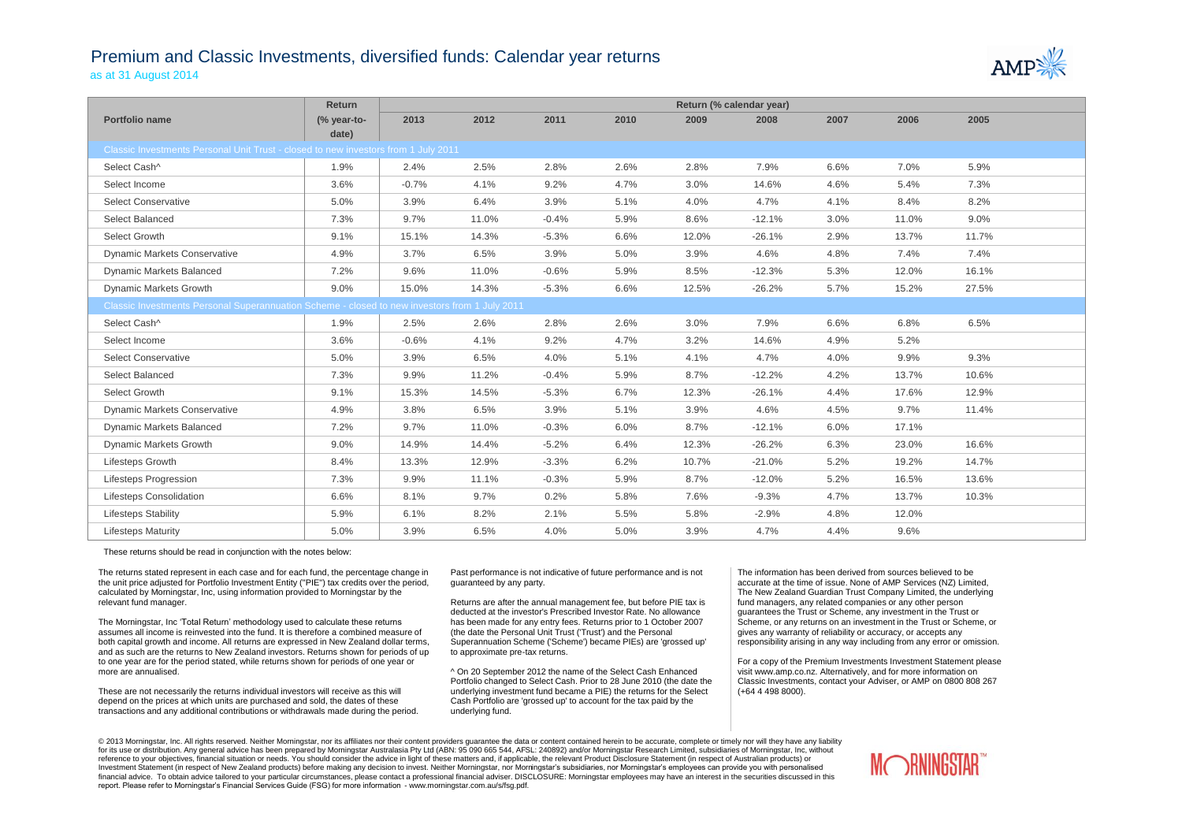# Premium and Classic Investments, diversified funds: Calendar year returns

as at 31 August 2014

| Portfolio name | Return (% year-to-date) | Return (% calendar year) | | | | | | | | |
|---|---|---|---|---|---|---|---|---|---|---|
| | | 2013 | 2012 | 2011 | 2010 | 2009 | 2008 | 2007 | 2006 | 2005 |
| **Classic Investments Personal Unit Trust - closed to new investors from 1 July 2011** | | | | | | | | | | |
| Select Cash^ | 1.9% | 2.4% | 2.5% | 2.8% | 2.6% | 2.8% | 7.9% | 6.6% | 7.0% | 5.9% |
| Select Income | 3.6% | -0.7% | 4.1% | 9.2% | 4.7% | 3.0% | 14.6% | 4.6% | 5.4% | 7.3% |
| Select Conservative | 5.0% | 3.9% | 6.4% | 3.9% | 5.1% | 4.0% | 4.7% | 4.1% | 8.4% | 8.2% |
| Select Balanced | 7.3% | 9.7% | 11.0% | -0.4% | 5.9% | 8.6% | -12.1% | 3.0% | 11.0% | 9.0% |
| Select Growth | 9.1% | 15.1% | 14.3% | -5.3% | 6.6% | 12.0% | -26.1% | 2.9% | 13.7% | 11.7% |
| Dynamic Markets Conservative | 4.9% | 3.7% | 6.5% | 3.9% | 5.0% | 3.9% | 4.6% | 4.8% | 7.4% | 7.4% |
| Dynamic Markets Balanced | 7.2% | 9.6% | 11.0% | -0.6% | 5.9% | 8.5% | -12.3% | 5.3% | 12.0% | 16.1% |
| Dynamic Markets Growth | 9.0% | 15.0% | 14.3% | -5.3% | 6.6% | 12.5% | -26.2% | 5.7% | 15.2% | 27.5% |
| **Classic Investments Personal Superannuation Scheme - closed to new investors from 1 July 2011** | | | | | | | | | | |
| Select Cash^ | 1.9% | 2.5% | 2.6% | 2.8% | 2.6% | 3.0% | 7.9% | 6.6% | 6.8% | 6.5% |
| Select Income | 3.6% | -0.6% | 4.1% | 9.2% | 4.7% | 3.2% | 14.6% | 4.9% | 5.2% | |
| Select Conservative | 5.0% | 3.9% | 6.5% | 4.0% | 5.1% | 4.1% | 4.7% | 4.0% | 9.9% | 9.3% |
| Select Balanced | 7.3% | 9.9% | 11.2% | -0.4% | 5.9% | 8.7% | -12.2% | 4.2% | 13.7% | 10.6% |
| Select Growth | 9.1% | 15.3% | 14.5% | -5.3% | 6.7% | 12.3% | -26.1% | 4.4% | 17.6% | 12.9% |
| Dynamic Markets Conservative | 4.9% | 3.8% | 6.5% | 3.9% | 5.1% | 3.9% | 4.6% | 4.5% | 9.7% | 11.4% |
| Dynamic Markets Balanced | 7.2% | 9.7% | 11.0% | -0.3% | 6.0% | 8.7% | -12.1% | 6.0% | 17.1% | |
| Dynamic Markets Growth | 9.0% | 14.9% | 14.4% | -5.2% | 6.4% | 12.3% | -26.2% | 6.3% | 23.0% | 16.6% |
| Lifesteps Growth | 8.4% | 13.3% | 12.9% | -3.3% | 6.2% | 10.7% | -21.0% | 5.2% | 19.2% | 14.7% |
| Lifesteps Progression | 7.3% | 9.9% | 11.1% | -0.3% | 5.9% | 8.7% | -12.0% | 5.2% | 16.5% | 13.6% |
| Lifesteps Consolidation | 6.6% | 8.1% | 9.7% | 0.2% | 5.8% | 7.6% | -9.3% | 4.7% | 13.7% | 10.3% |
| Lifesteps Stability | 5.9% | 6.1% | 8.2% | 2.1% | 5.5% | 5.8% | -2.9% | 4.8% | 12.0% | |
| Lifesteps Maturity | 5.0% | 3.9% | 6.5% | 4.0% | 5.0% | 3.9% | 4.7% | 4.4% | 9.6% | |

These returns should be read in conjunction with the notes below:

The returns stated represent in each case and for each fund, the percentage change in the unit price adjusted for Portfolio Investment Entity ("PIE") tax credits over the period, calculated by Morningstar, Inc, using information provided to Morningstar by the relevant fund manager.

The Morningstar, Inc 'Total Return' methodology used to calculate these returns assumes all income is reinvested into the fund. It is therefore a combined measure of both capital growth and income. All returns are expressed in New Zealand dollar terms, and as such are the returns to New Zealand investors. Returns shown for periods of up to one year are for the period stated, while returns shown for periods of one year or more are annualised.

These are not necessarily the returns individual investors will receive as this will depend on the prices at which units are purchased and sold, the dates of these transactions and any additional contributions or withdrawals made during the period.

Past performance is not indicative of future performance and is not guaranteed by any party.

Returns are after the annual management fee, but before PIE tax is deducted at the investor's Prescribed Investor Rate. No allowance has been made for any entry fees. Returns prior to 1 October 2007 (the date the Personal Unit Trust ('Trust') and the Personal Superannuation Scheme ('Scheme') became PIEs) are 'grossed up' to approximate pre-tax returns.

^ On 20 September 2012 the name of the Select Cash Enhanced Portfolio changed to Select Cash. Prior to 28 June 2010 (the date the underlying investment fund became a PIE) the returns for the Select Cash Portfolio are 'grossed up' to account for the tax paid by the underlying fund.

The information has been derived from sources believed to be accurate at the time of issue. None of AMP Services (NZ) Limited, The New Zealand Guardian Trust Company Limited, the underlying fund managers, any related companies or any other person guarantees the Trust or Scheme, any investment in the Trust or Scheme, or any returns on an investment in the Trust or Scheme, or gives any warranty of reliability or accuracy, or accepts any responsibility arising in any way including from any error or omission.

For a copy of the Premium Investments Investment Statement please visit www.amp.co.nz. Alternatively, and for more information on Classic Investments, contact your Adviser, or AMP on 0800 808 267 (+64 4 498 8000).

© 2013 Morningstar, Inc. All rights reserved. Neither Morningstar, nor its affiliates nor their content providers guarantee the data or content contained herein to be accurate, complete or timely nor will they have any liability for its use or distribution. Any general advice has been prepared by Morningstar Australasia Pty Ltd (ABN: 95 090 665 544, AFSL: 240892) and/or Morningstar Research Limited, subsidiaries of Morningstar, Inc, without reference to your objectives, financial situation or needs. You should consider the advice in light of these matters and, if applicable, the relevant Product Disclosure Statement (in respect of Australian products) or Investment Statement (in respect of New Zealand products) before making any decision to invest. Neither Morningstar, nor Morningstar's subsidiaries, nor Morningstar's employees can provide you with personalised financial advice. To obtain advice tailored to your particular circumstances, please contact a professional financial adviser. DISCLOSURE: Morningstar employees may have an interest in the securities discussed in this report. Please refer to Morningstar's Financial Services Guide (FSG) for more information - www.morningstar.com.au/s/fsg.pdf.